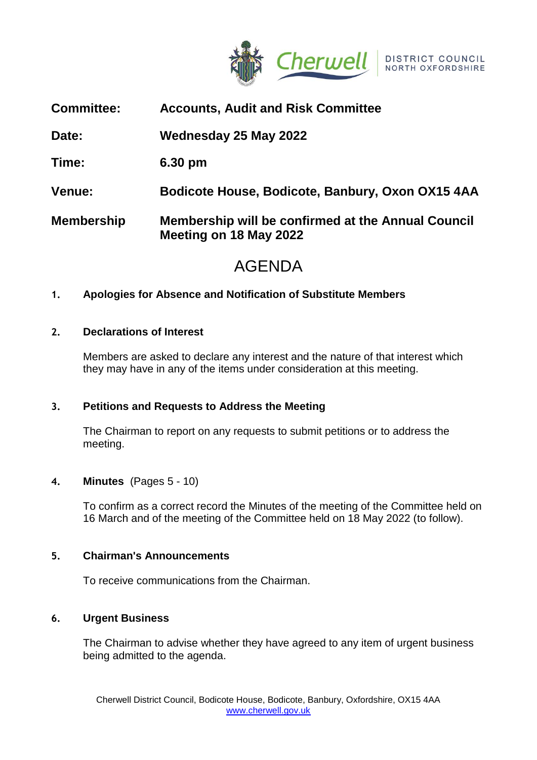Cherwell DISTRICT COUNCIL NORTH OXFORDSHIRE

| | |
|---|---|
| **Committee:** | **Accounts, Audit and Risk Committee** |
| **Date:** | **Wednesday 25 May 2022** |
| **Time:** | **6.30 pm** |
| **Venue:** | **Bodicote House, Bodicote, Banbury, Oxon OX15 4AA** |
| **Membership** | **Membership will be confirmed at the Annual Council Meeting on 18 May 2022** |

# AGENDA

**1. Apologies for Absence and Notification of Substitute Members**

**2. Declarations of Interest**

Members are asked to declare any interest and the nature of that interest which they may have in any of the items under consideration at this meeting.

**3. Petitions and Requests to Address the Meeting**

The Chairman to report on any requests to submit petitions or to address the meeting.

**4. Minutes** (Pages 5 - 10)

To confirm as a correct record the Minutes of the meeting of the Committee held on 16 March and of the meeting of the Committee held on 18 May 2022 (to follow).

**5. Chairman's Announcements**

To receive communications from the Chairman.

**6. Urgent Business**

The Chairman to advise whether they have agreed to any item of urgent business being admitted to the agenda.

Cherwell District Council, Bodicote House, Bodicote, Banbury, Oxfordshire, OX15 4AA
www.cherwell.gov.uk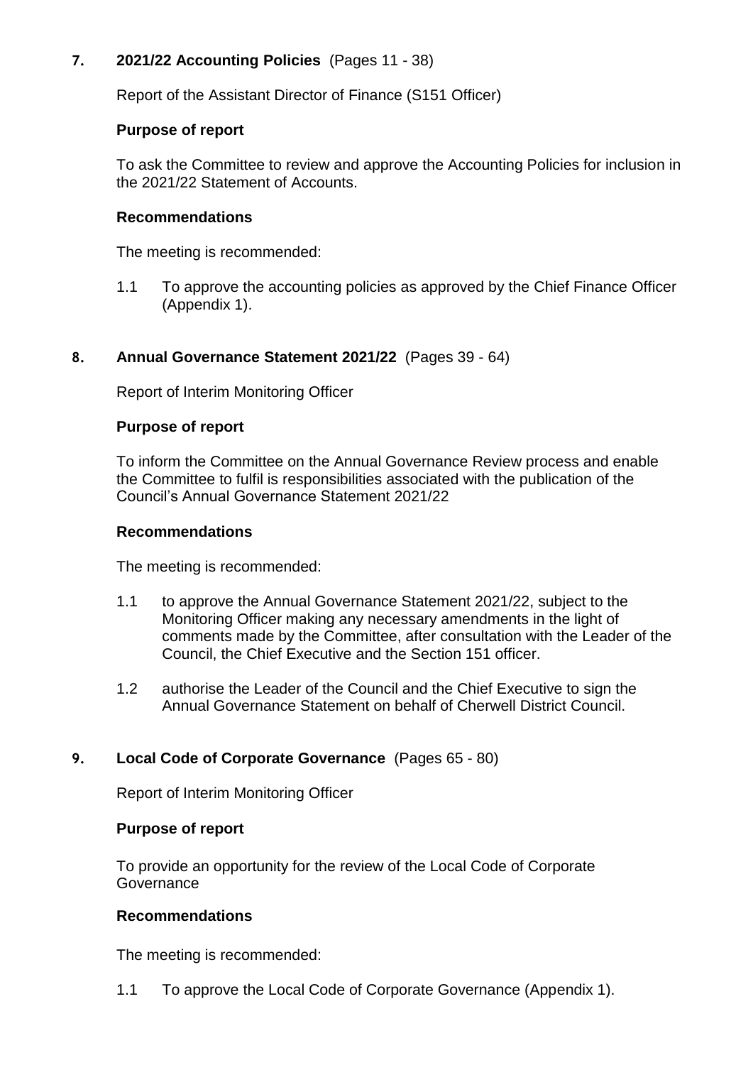## 7. 2021/22 Accounting Policies (Pages 11 - 38)

Report of the Assistant Director of Finance (S151 Officer)

**Purpose of report**

To ask the Committee to review and approve the Accounting Policies for inclusion in the 2021/22 Statement of Accounts.

**Recommendations**

The meeting is recommended:

1.1 To approve the accounting policies as approved by the Chief Finance Officer (Appendix 1).

## 8. Annual Governance Statement 2021/22 (Pages 39 - 64)

Report of Interim Monitoring Officer

**Purpose of report**

To inform the Committee on the Annual Governance Review process and enable the Committee to fulfil is responsibilities associated with the publication of the Council's Annual Governance Statement 2021/22

**Recommendations**

The meeting is recommended:

1.1 to approve the Annual Governance Statement 2021/22, subject to the Monitoring Officer making any necessary amendments in the light of comments made by the Committee, after consultation with the Leader of the Council, the Chief Executive and the Section 151 officer.

1.2 authorise the Leader of the Council and the Chief Executive to sign the Annual Governance Statement on behalf of Cherwell District Council.

## 9. Local Code of Corporate Governance (Pages 65 - 80)

Report of Interim Monitoring Officer

**Purpose of report**

To provide an opportunity for the review of the Local Code of Corporate Governance

**Recommendations**

The meeting is recommended:

1.1 To approve the Local Code of Corporate Governance (Appendix 1).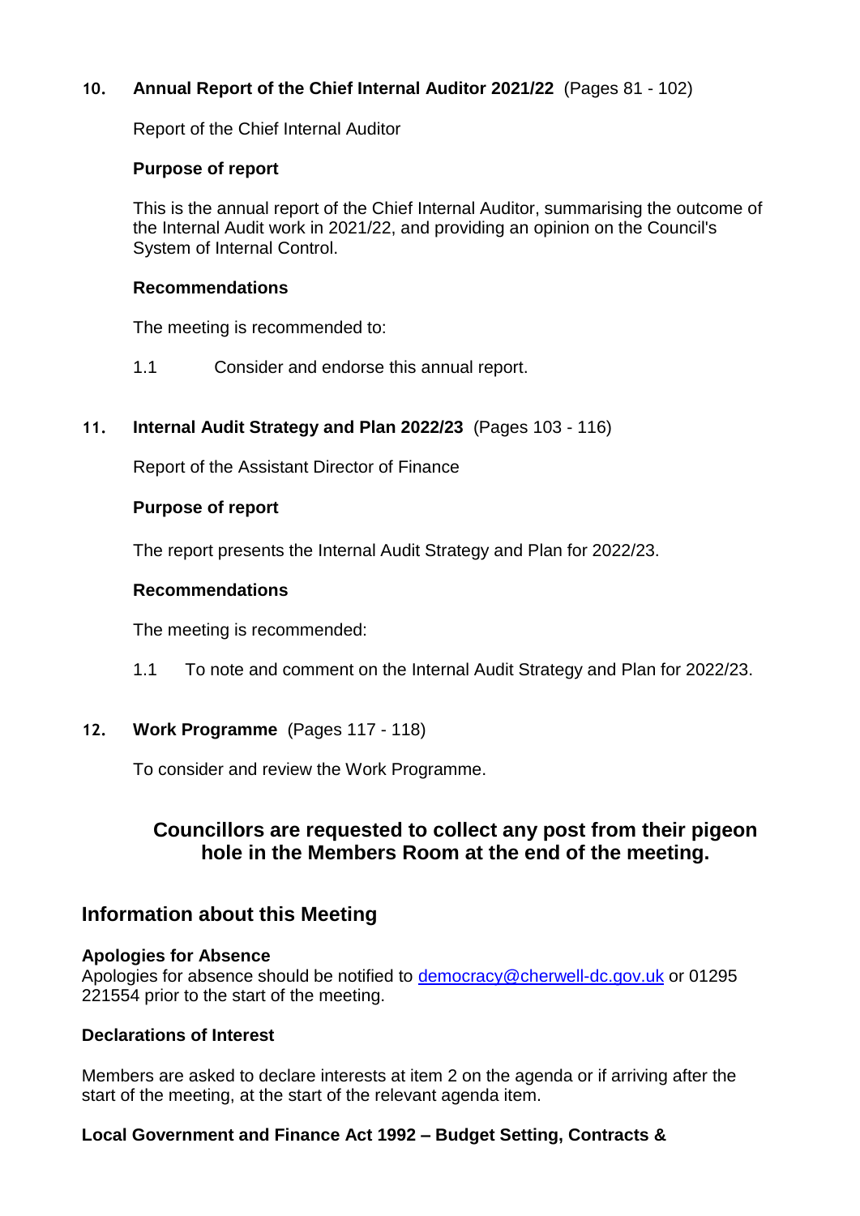**10. Annual Report of the Chief Internal Auditor 2021/22** (Pages 81 - 102)

Report of the Chief Internal Auditor

**Purpose of report**

This is the annual report of the Chief Internal Auditor, summarising the outcome of the Internal Audit work in 2021/22, and providing an opinion on the Council's System of Internal Control.

**Recommendations**

The meeting is recommended to:

1.1 Consider and endorse this annual report.

**11. Internal Audit Strategy and Plan 2022/23** (Pages 103 - 116)

Report of the Assistant Director of Finance

**Purpose of report**

The report presents the Internal Audit Strategy and Plan for 2022/23.

**Recommendations**

The meeting is recommended:

1.1 To note and comment on the Internal Audit Strategy and Plan for 2022/23.

**12. Work Programme** (Pages 117 - 118)

To consider and review the Work Programme.

### Councillors are requested to collect any post from their pigeon hole in the Members Room at the end of the meeting.

## Information about this Meeting

**Apologies for Absence**
Apologies for absence should be notified to democracy@cherwell-dc.gov.uk or 01295 221554 prior to the start of the meeting.

**Declarations of Interest**

Members are asked to declare interests at item 2 on the agenda or if arriving after the start of the meeting, at the start of the relevant agenda item.

**Local Government and Finance Act 1992 – Budget Setting, Contracts &**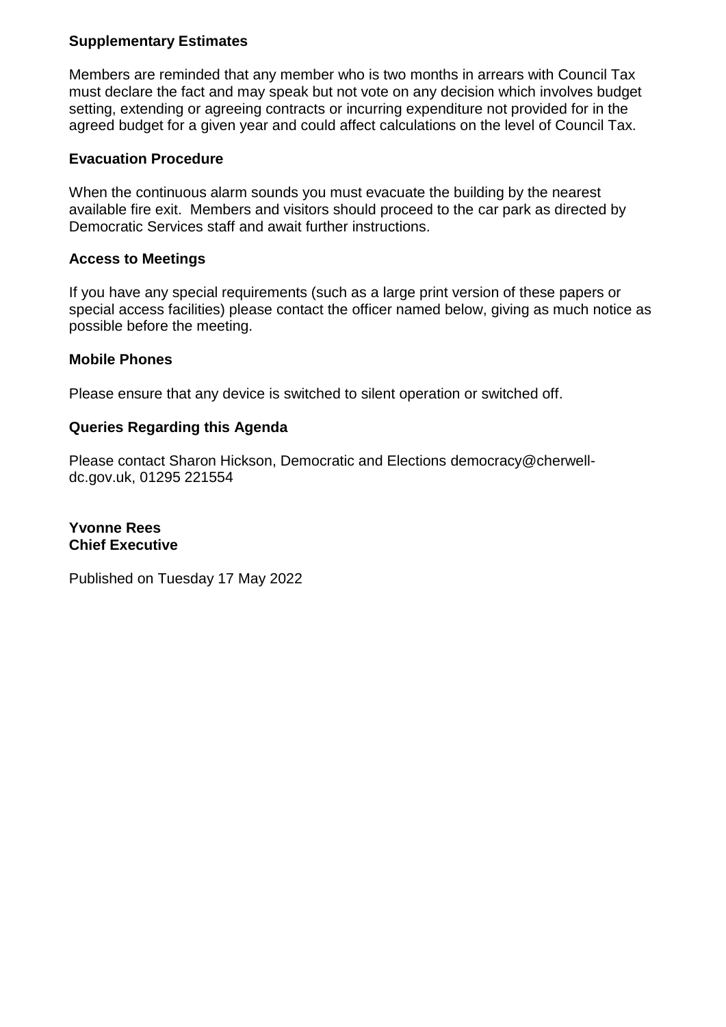**Supplementary Estimates**

Members are reminded that any member who is two months in arrears with Council Tax must declare the fact and may speak but not vote on any decision which involves budget setting, extending or agreeing contracts or incurring expenditure not provided for in the agreed budget for a given year and could affect calculations on the level of Council Tax.

**Evacuation Procedure**

When the continuous alarm sounds you must evacuate the building by the nearest available fire exit. Members and visitors should proceed to the car park as directed by Democratic Services staff and await further instructions.

**Access to Meetings**

If you have any special requirements (such as a large print version of these papers or special access facilities) please contact the officer named below, giving as much notice as possible before the meeting.

**Mobile Phones**

Please ensure that any device is switched to silent operation or switched off.

**Queries Regarding this Agenda**

Please contact Sharon Hickson, Democratic and Elections democracy@cherwell-dc.gov.uk, 01295 221554

**Yvonne Rees**
**Chief Executive**

Published on Tuesday 17 May 2022